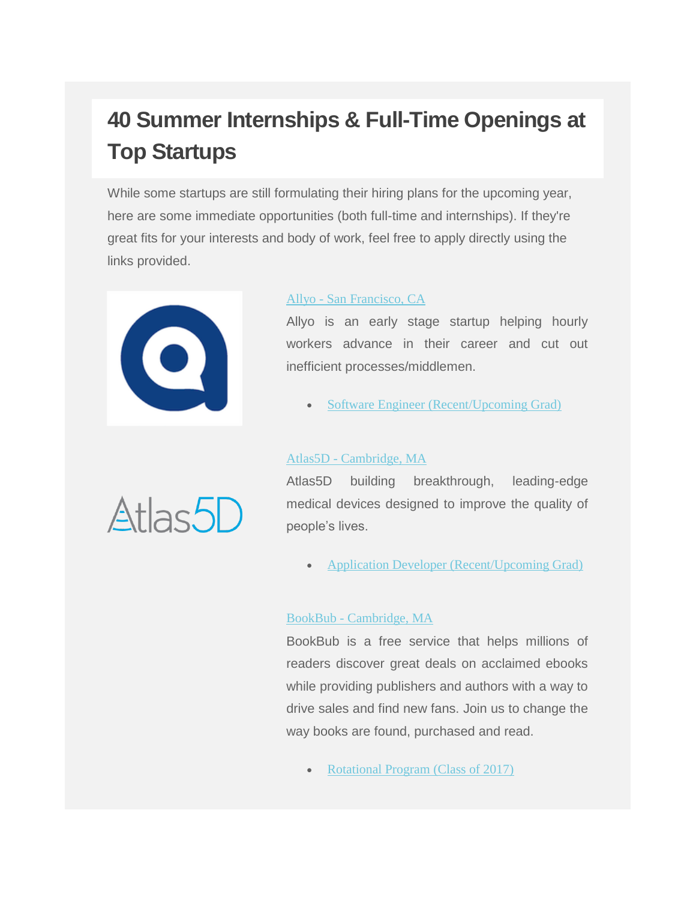# 40 Summer Internships & Full-Time Openings at Top Startups

While some startups are still formulating their hiring plans for the upcoming year, here are some immediate opportunities (both full-time and internships). If they're great fits for your interests and body of work, feel free to apply directly using the links provided.

Allyo - San Francisco, CA

Allyo is an early stage startup helping hourly workers advance in their career and cut out inefficient processes/middlemen.

- Software Engineer (Recent/Upcoming Grad)

Atlas5D - Cambridge, MA

Atlas5D building breakthrough, leading-edge medical devices designed to improve the quality of people's lives.

- Application Developer (Recent/Upcoming Grad)

BookBub - Cambridge, MA

BookBub is a free service that helps millions of readers discover great deals on acclaimed ebooks while providing publishers and authors with a way to drive sales and find new fans. Join us to change the way books are found, purchased and read.

- Rotational Program (Class of 2017)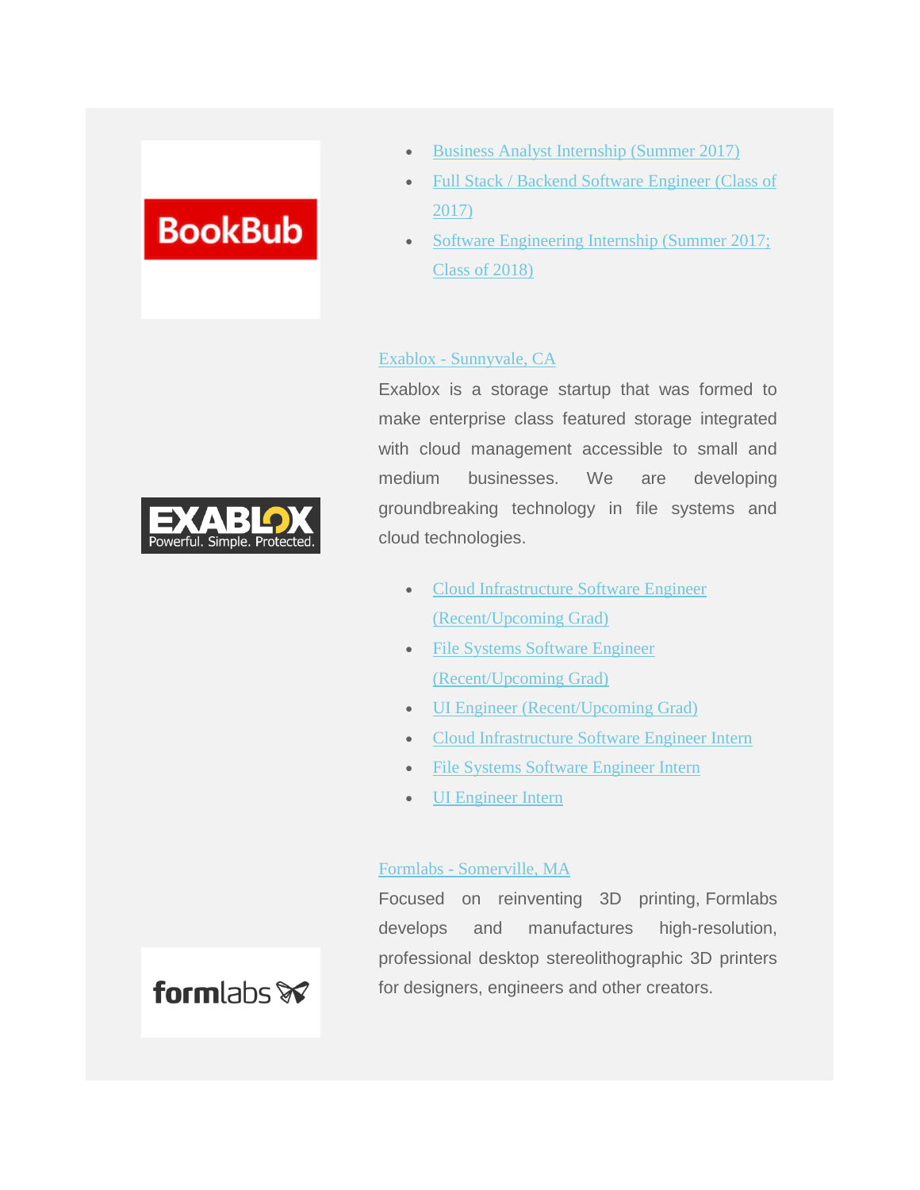- Business Analyst Internship (Summer 2017)
- Full Stack / Backend Software Engineer (Class of 2017)
- Software Engineering Internship (Summer 2017; Class of 2018)

Exablox - Sunnyvale, CA

Exablox is a storage startup that was formed to make enterprise class featured storage integrated with cloud management accessible to small and medium businesses. We are developing groundbreaking technology in file systems and cloud technologies.

- Cloud Infrastructure Software Engineer (Recent/Upcoming Grad)
- File Systems Software Engineer (Recent/Upcoming Grad)
- UI Engineer (Recent/Upcoming Grad)
- Cloud Infrastructure Software Engineer Intern
- File Systems Software Engineer Intern
- UI Engineer Intern

Formlabs - Somerville, MA

Focused on reinventing 3D printing, Formlabs develops and manufactures high-resolution, professional desktop stereolithographic 3D printers for designers, engineers and other creators.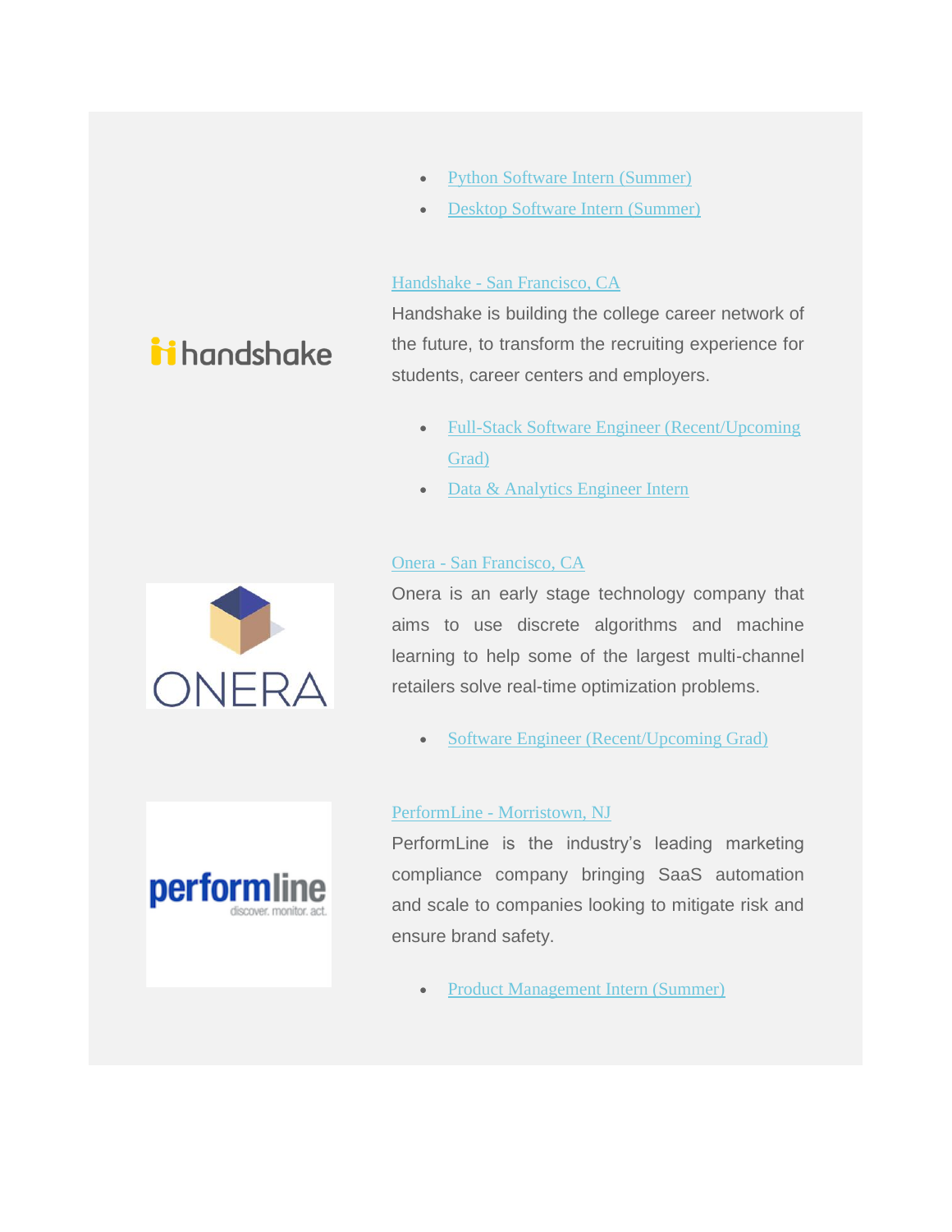- Python Software Intern (Summer)
- Desktop Software Intern (Summer)

Handshake - San Francisco, CA

Handshake is building the college career network of the future, to transform the recruiting experience for students, career centers and employers.

- Full-Stack Software Engineer (Recent/Upcoming Grad)
- Data & Analytics Engineer Intern

Onera - San Francisco, CA

Onera is an early stage technology company that aims to use discrete algorithms and machine learning to help some of the largest multi-channel retailers solve real-time optimization problems.

- Software Engineer (Recent/Upcoming Grad)

PerformLine - Morristown, NJ

PerformLine is the industry's leading marketing compliance company bringing SaaS automation and scale to companies looking to mitigate risk and ensure brand safety.

- Product Management Intern (Summer)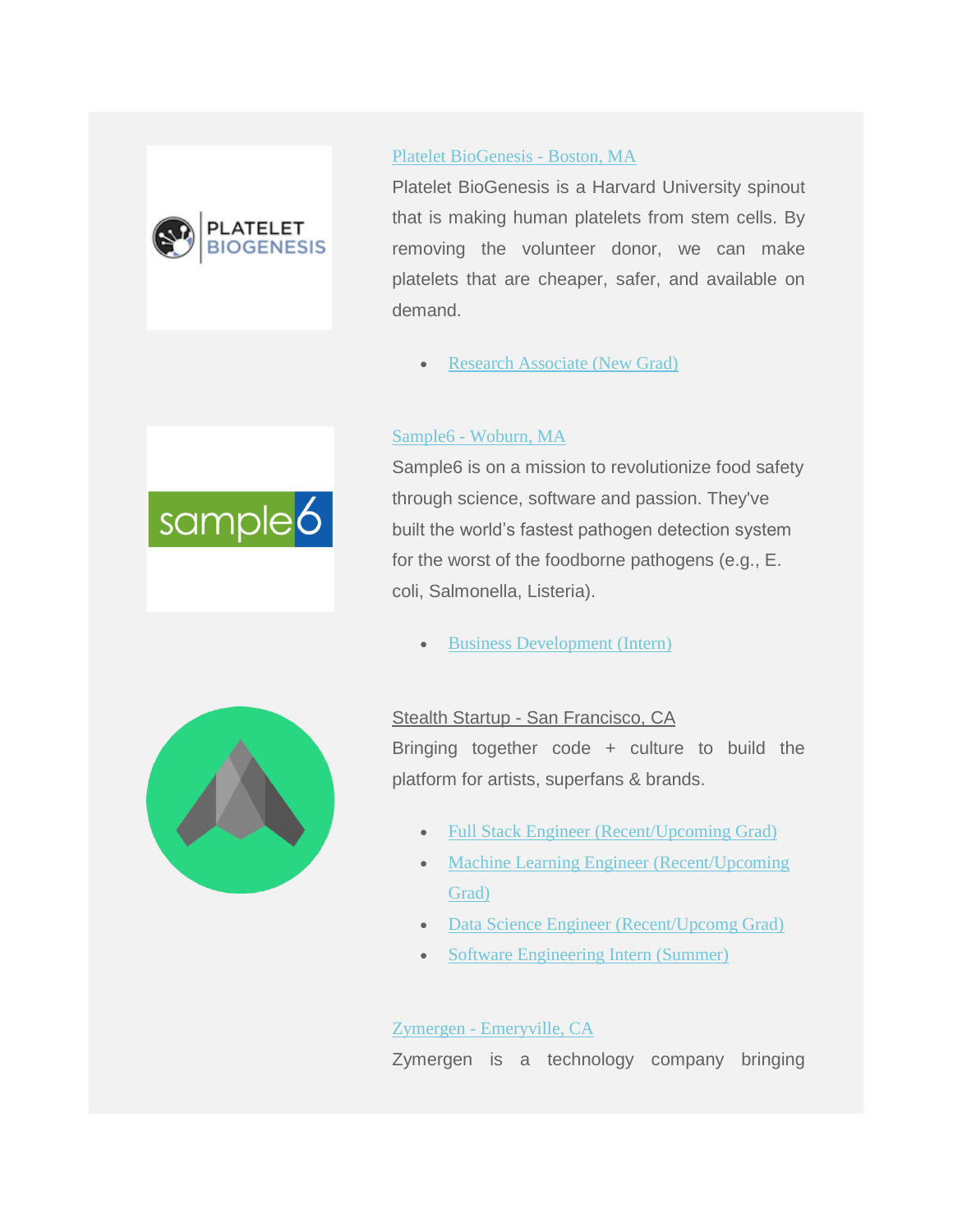[Platelet BioGenesis - Boston, MA]

Platelet BioGenesis is a Harvard University spinout that is making human platelets from stem cells. By removing the volunteer donor, we can make platelets that are cheaper, safer, and available on demand.

- Research Associate (New Grad)

[Sample6 - Woburn, MA]

Sample6 is on a mission to revolutionize food safety through science, software and passion. They've built the world's fastest pathogen detection system for the worst of the foodborne pathogens (e.g., E. coli, Salmonella, Listeria).

- Business Development (Intern)

Stealth Startup - San Francisco, CA

Bringing together code + culture to build the platform for artists, superfans & brands.

- Full Stack Engineer (Recent/Upcoming Grad)
- Machine Learning Engineer (Recent/Upcoming Grad)
- Data Science Engineer (Recent/Upcomg Grad)
- Software Engineering Intern (Summer)

[Zymergen - Emeryville, CA]

Zymergen is a technology company bringing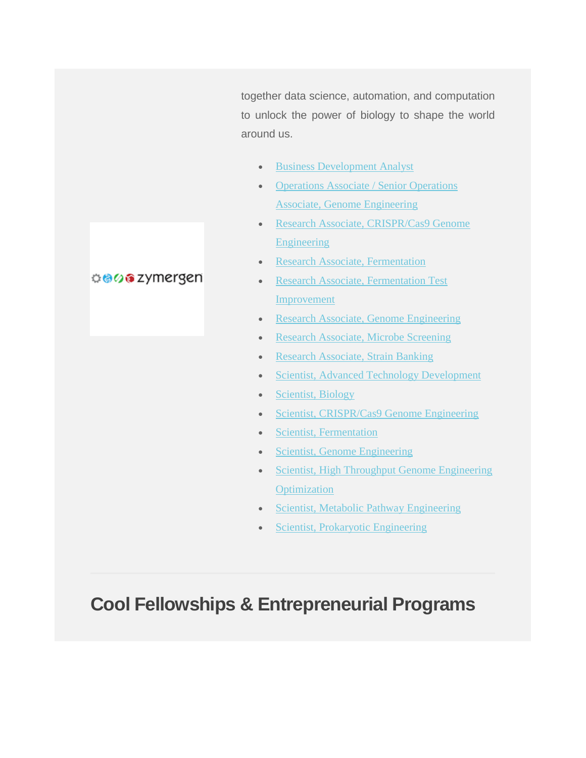together data science, automation, and computation to unlock the power of biology to shape the world around us.

- Business Development Analyst
- Operations Associate / Senior Operations Associate, Genome Engineering
- Research Associate, CRISPR/Cas9 Genome Engineering
- Research Associate, Fermentation
- Research Associate, Fermentation Test Improvement
- Research Associate, Genome Engineering
- Research Associate, Microbe Screening
- Research Associate, Strain Banking
- Scientist, Advanced Technology Development
- Scientist, Biology
- Scientist, CRISPR/Cas9 Genome Engineering
- Scientist, Fermentation
- Scientist, Genome Engineering
- Scientist, High Throughput Genome Engineering Optimization
- Scientist, Metabolic Pathway Engineering
- Scientist, Prokaryotic Engineering

---

## Cool Fellowships & Entrepreneurial Programs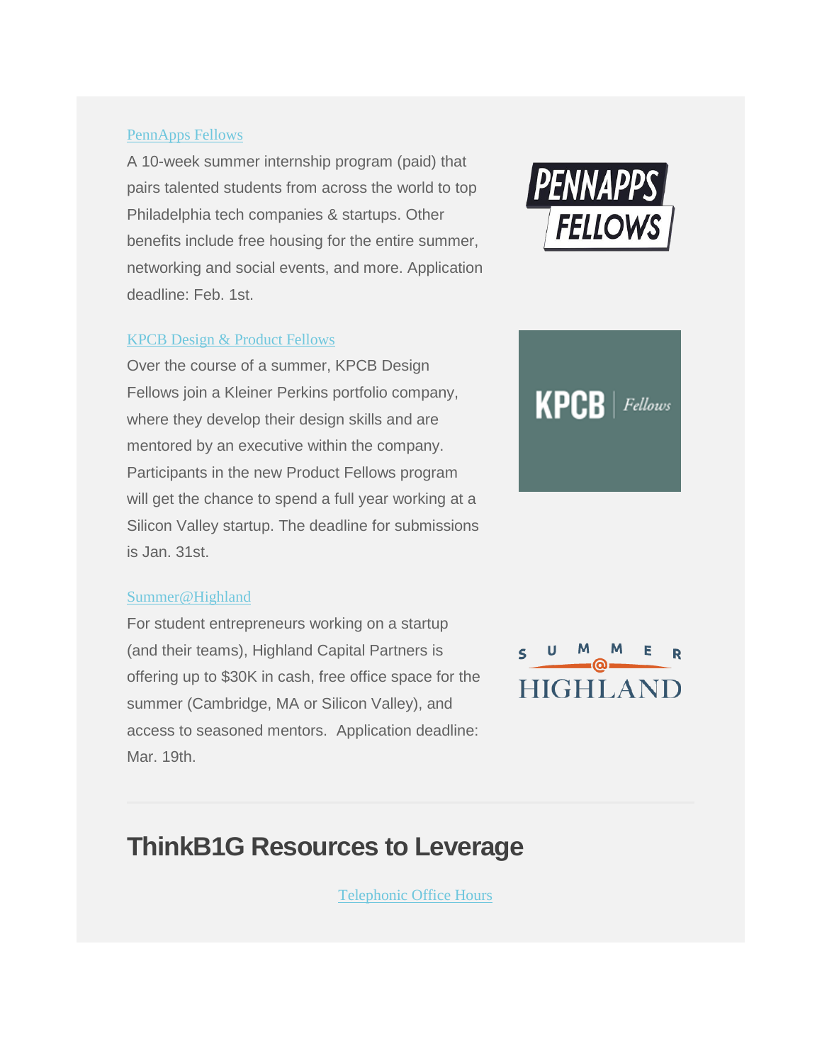PennApps Fellows

A 10-week summer internship program (paid) that pairs talented students from across the world to top Philadelphia tech companies & startups. Other benefits include free housing for the entire summer, networking and social events, and more. Application deadline: Feb. 1st.

KPCB Design & Product Fellows

Over the course of a summer, KPCB Design Fellows join a Kleiner Perkins portfolio company, where they develop their design skills and are mentored by an executive within the company. Participants in the new Product Fellows program will get the chance to spend a full year working at a Silicon Valley startup. The deadline for submissions is Jan. 31st.

Summer@Highland

For student entrepreneurs working on a startup (and their teams), Highland Capital Partners is offering up to $30K in cash, free office space for the summer (Cambridge, MA or Silicon Valley), and access to seasoned mentors. Application deadline: Mar. 19th.

## ThinkB1G Resources to Leverage

Telephonic Office Hours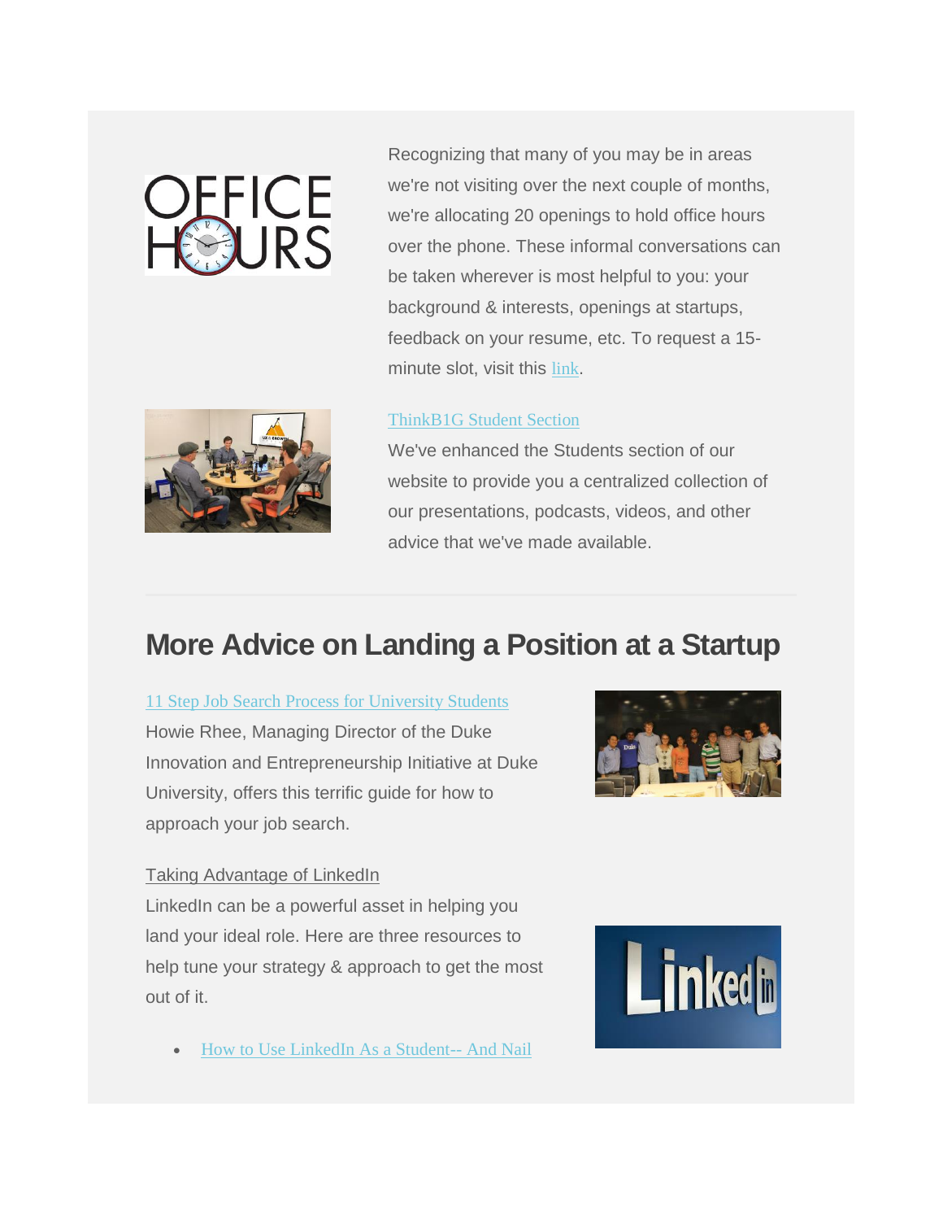Recognizing that many of you may be in areas we're not visiting over the next couple of months, we're allocating 20 openings to hold office hours over the phone. These informal conversations can be taken wherever is most helpful to you: your background & interests, openings at startups, feedback on your resume, etc. To request a 15-minute slot, visit this link.

ThinkB1G Student Section

We've enhanced the Students section of our website to provide you a centralized collection of our presentations, podcasts, videos, and other advice that we've made available.

---

## More Advice on Landing a Position at a Startup

11 Step Job Search Process for University Students

Howie Rhee, Managing Director of the Duke Innovation and Entrepreneurship Initiative at Duke University, offers this terrific guide for how to approach your job search.

Taking Advantage of LinkedIn

LinkedIn can be a powerful asset in helping you land your ideal role. Here are three resources to help tune your strategy & approach to get the most out of it.

- How to Use LinkedIn As a Student-- And Nail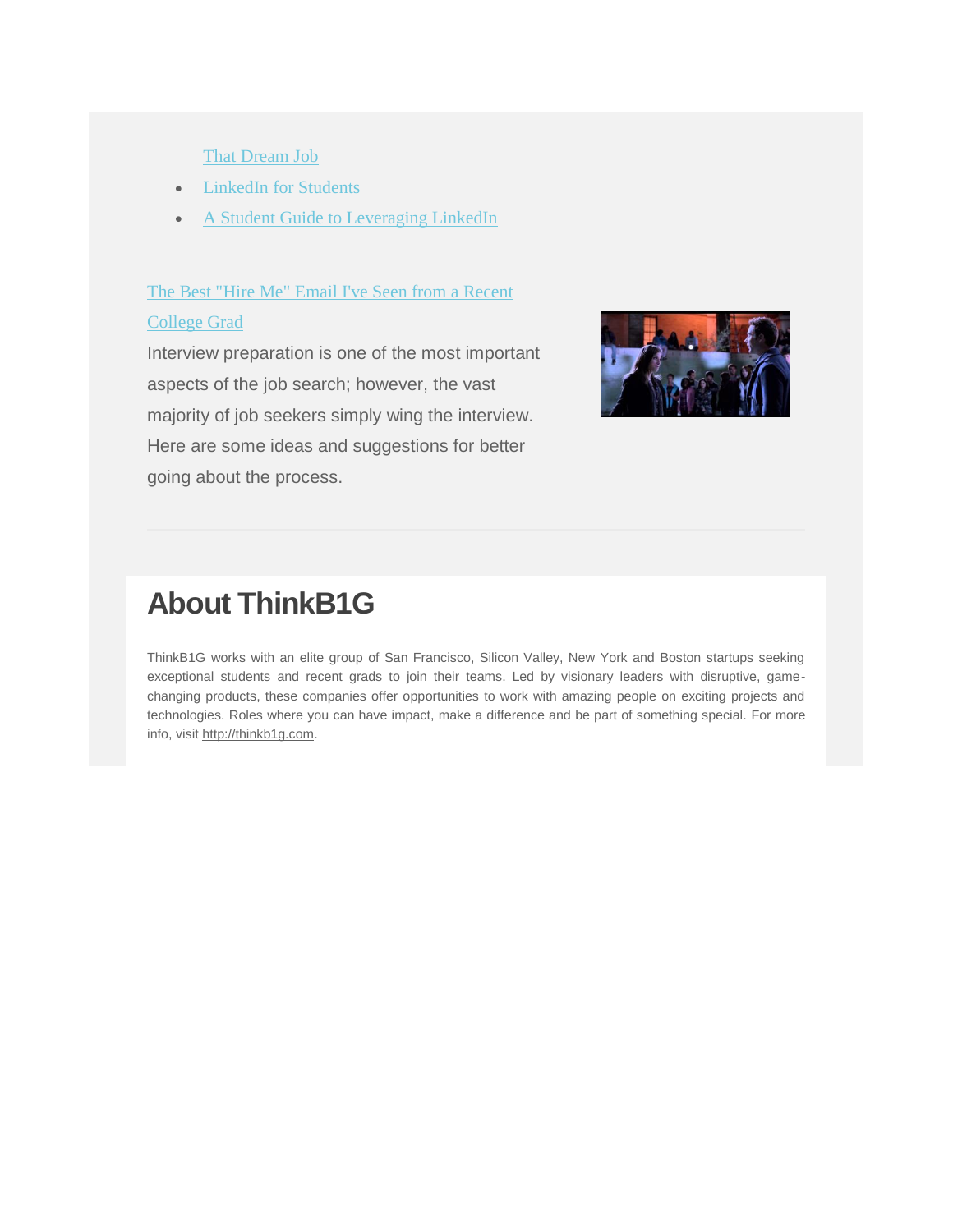That Dream Job

- LinkedIn for Students
- A Student Guide to Leveraging LinkedIn

The Best "Hire Me" Email I've Seen from a Recent College Grad

Interview preparation is one of the most important aspects of the job search; however, the vast majority of job seekers simply wing the interview. Here are some ideas and suggestions for better going about the process.

---

# About ThinkB1G

ThinkB1G works with an elite group of San Francisco, Silicon Valley, New York and Boston startups seeking exceptional students and recent grads to join their teams. Led by visionary leaders with disruptive, game-changing products, these companies offer opportunities to work with amazing people on exciting projects and technologies. Roles where you can have impact, make a difference and be part of something special. For more info, visit http://thinkb1g.com.